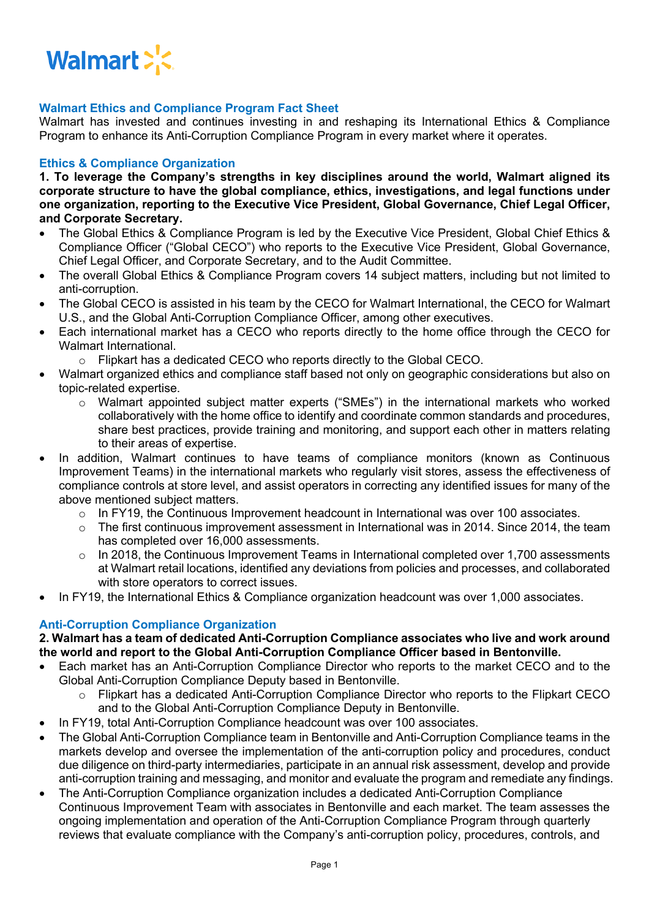Walmart

## Walmart Ethics and Compliance Program Fact Sheet

Walmart has invested and continues investing in and reshaping its International Ethics & Compliance Program to enhance its Anti-Corruption Compliance Program in every market where it operates.

### Ethics & Compliance Organization

**1. To leverage the Company's strengths in key disciplines around the world, Walmart aligned its corporate structure to have the global compliance, ethics, investigations, and legal functions under one organization, reporting to the Executive Vice President, Global Governance, Chief Legal Officer, and Corporate Secretary.**

- The Global Ethics & Compliance Program is led by the Executive Vice President, Global Chief Ethics & Compliance Officer ("Global CECO") who reports to the Executive Vice President, Global Governance, Chief Legal Officer, and Corporate Secretary, and to the Audit Committee.
- The overall Global Ethics & Compliance Program covers 14 subject matters, including but not limited to anti-corruption.
- The Global CECO is assisted in his team by the CECO for Walmart International, the CECO for Walmart U.S., and the Global Anti-Corruption Compliance Officer, among other executives.
- Each international market has a CECO who reports directly to the home office through the CECO for Walmart International.
  - Flipkart has a dedicated CECO who reports directly to the Global CECO.
- Walmart organized ethics and compliance staff based not only on geographic considerations but also on topic-related expertise.
  - Walmart appointed subject matter experts ("SMEs") in the international markets who worked collaboratively with the home office to identify and coordinate common standards and procedures, share best practices, provide training and monitoring, and support each other in matters relating to their areas of expertise.
- In addition, Walmart continues to have teams of compliance monitors (known as Continuous Improvement Teams) in the international markets who regularly visit stores, assess the effectiveness of compliance controls at store level, and assist operators in correcting any identified issues for many of the above mentioned subject matters.
  - In FY19, the Continuous Improvement headcount in International was over 100 associates.
  - The first continuous improvement assessment in International was in 2014. Since 2014, the team has completed over 16,000 assessments.
  - In 2018, the Continuous Improvement Teams in International completed over 1,700 assessments at Walmart retail locations, identified any deviations from policies and processes, and collaborated with store operators to correct issues.
- In FY19, the International Ethics & Compliance organization headcount was over 1,000 associates.

### Anti-Corruption Compliance Organization

**2. Walmart has a team of dedicated Anti-Corruption Compliance associates who live and work around the world and report to the Global Anti-Corruption Compliance Officer based in Bentonville.**

- Each market has an Anti-Corruption Compliance Director who reports to the market CECO and to the Global Anti-Corruption Compliance Deputy based in Bentonville.
  - Flipkart has a dedicated Anti-Corruption Compliance Director who reports to the Flipkart CECO and to the Global Anti-Corruption Compliance Deputy in Bentonville.
- In FY19, total Anti-Corruption Compliance headcount was over 100 associates.
- The Global Anti-Corruption Compliance team in Bentonville and Anti-Corruption Compliance teams in the markets develop and oversee the implementation of the anti-corruption policy and procedures, conduct due diligence on third-party intermediaries, participate in an annual risk assessment, develop and provide anti-corruption training and messaging, and monitor and evaluate the program and remediate any findings.
- The Anti-Corruption Compliance organization includes a dedicated Anti-Corruption Compliance Continuous Improvement Team with associates in Bentonville and each market. The team assesses the ongoing implementation and operation of the Anti-Corruption Compliance Program through quarterly reviews that evaluate compliance with the Company's anti-corruption policy, procedures, controls, and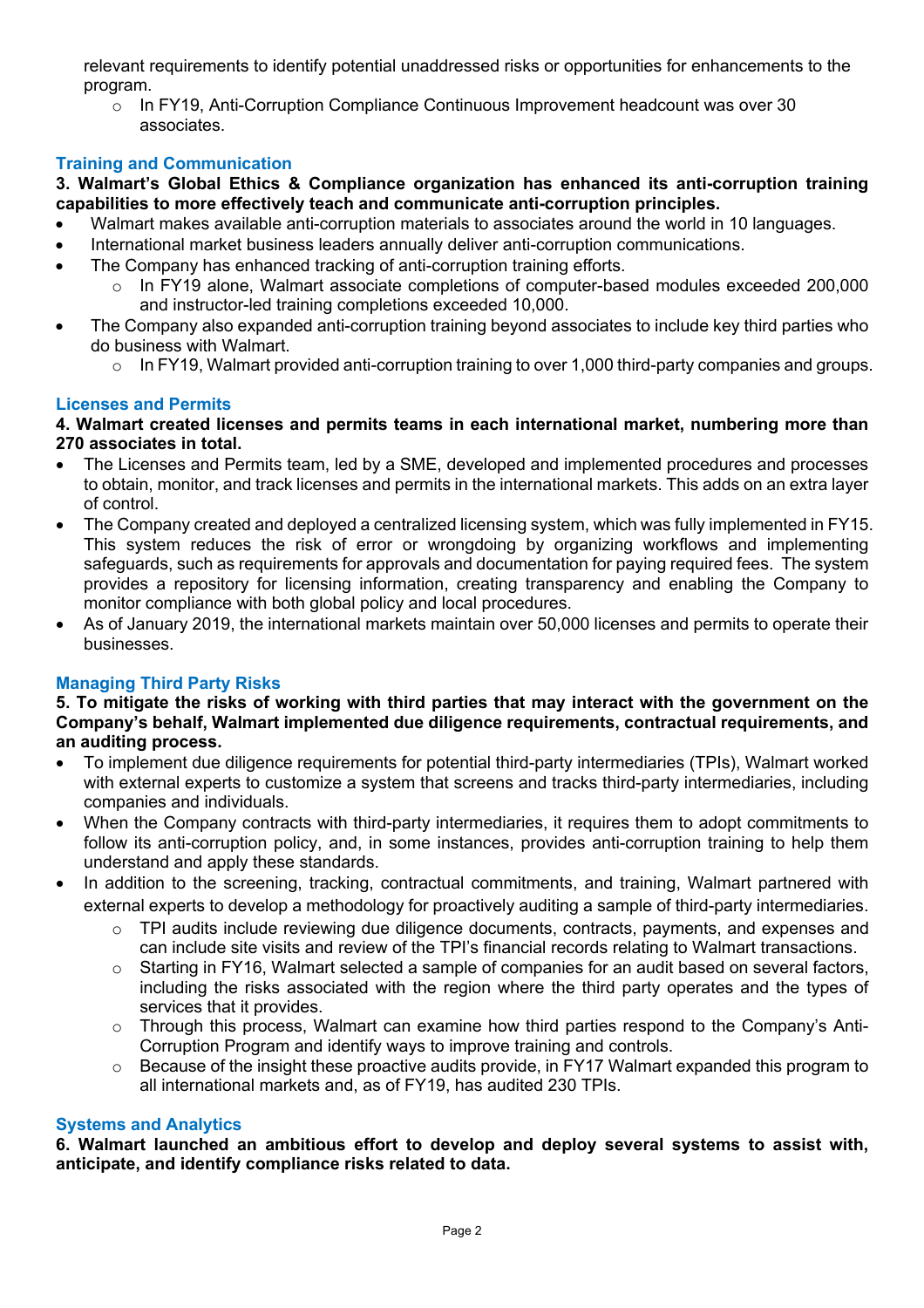relevant requirements to identify potential unaddressed risks or opportunities for enhancements to the program.

- In FY19, Anti-Corruption Compliance Continuous Improvement headcount was over 30 associates.

### Training and Communication

**3. Walmart's Global Ethics & Compliance organization has enhanced its anti-corruption training capabilities to more effectively teach and communicate anti-corruption principles.**

- Walmart makes available anti-corruption materials to associates around the world in 10 languages.
- International market business leaders annually deliver anti-corruption communications.
- The Company has enhanced tracking of anti-corruption training efforts.
    - In FY19 alone, Walmart associate completions of computer-based modules exceeded 200,000 and instructor-led training completions exceeded 10,000.
- The Company also expanded anti-corruption training beyond associates to include key third parties who do business with Walmart.
    - In FY19, Walmart provided anti-corruption training to over 1,000 third-party companies and groups.

### Licenses and Permits

**4. Walmart created licenses and permits teams in each international market, numbering more than 270 associates in total.**

- The Licenses and Permits team, led by a SME, developed and implemented procedures and processes to obtain, monitor, and track licenses and permits in the international markets. This adds on an extra layer of control.
- The Company created and deployed a centralized licensing system, which was fully implemented in FY15. This system reduces the risk of error or wrongdoing by organizing workflows and implementing safeguards, such as requirements for approvals and documentation for paying required fees. The system provides a repository for licensing information, creating transparency and enabling the Company to monitor compliance with both global policy and local procedures.
- As of January 2019, the international markets maintain over 50,000 licenses and permits to operate their businesses.

### Managing Third Party Risks

**5. To mitigate the risks of working with third parties that may interact with the government on the Company's behalf, Walmart implemented due diligence requirements, contractual requirements, and an auditing process.**

- To implement due diligence requirements for potential third-party intermediaries (TPIs), Walmart worked with external experts to customize a system that screens and tracks third-party intermediaries, including companies and individuals.
- When the Company contracts with third-party intermediaries, it requires them to adopt commitments to follow its anti-corruption policy, and, in some instances, provides anti-corruption training to help them understand and apply these standards.
- In addition to the screening, tracking, contractual commitments, and training, Walmart partnered with external experts to develop a methodology for proactively auditing a sample of third-party intermediaries.
    - TPI audits include reviewing due diligence documents, contracts, payments, and expenses and can include site visits and review of the TPI's financial records relating to Walmart transactions.
    - Starting in FY16, Walmart selected a sample of companies for an audit based on several factors, including the risks associated with the region where the third party operates and the types of services that it provides.
    - Through this process, Walmart can examine how third parties respond to the Company's Anti-Corruption Program and identify ways to improve training and controls.
    - Because of the insight these proactive audits provide, in FY17 Walmart expanded this program to all international markets and, as of FY19, has audited 230 TPIs.

### Systems and Analytics

**6. Walmart launched an ambitious effort to develop and deploy several systems to assist with, anticipate, and identify compliance risks related to data.**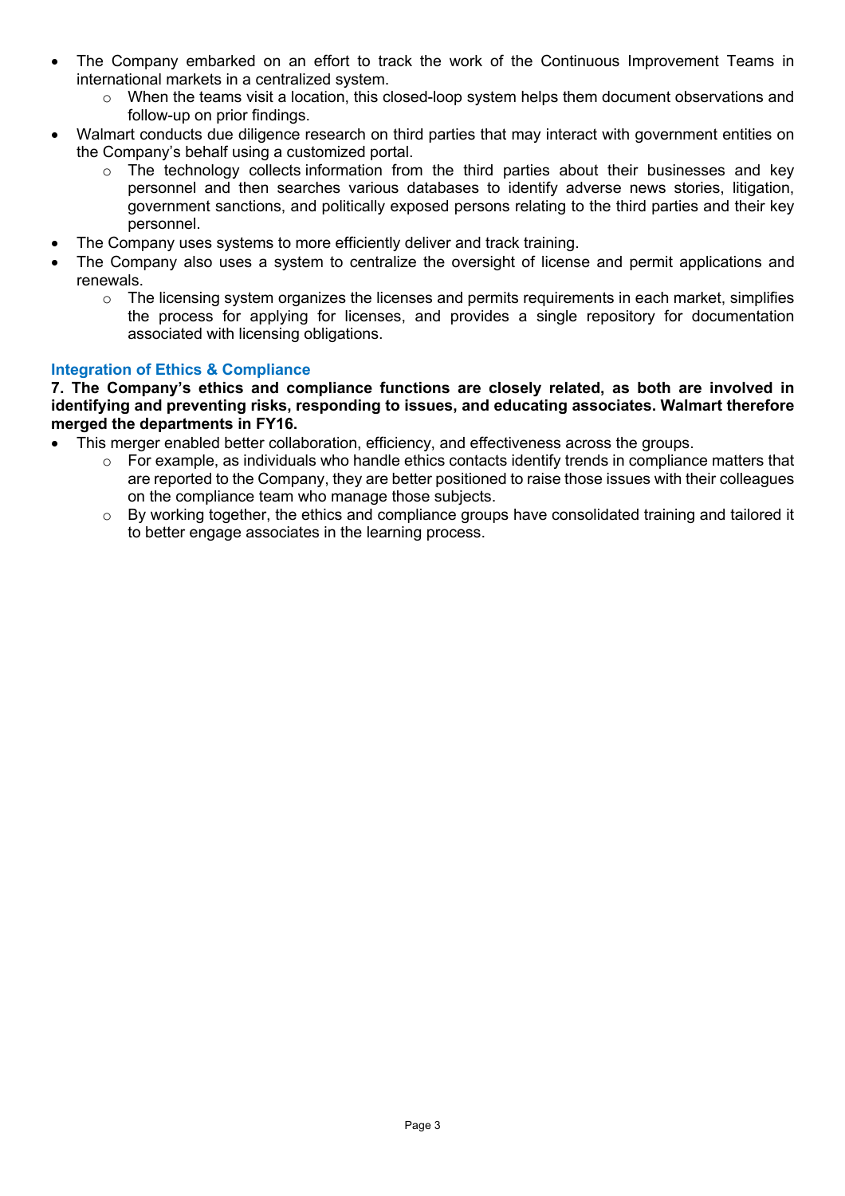- The Company embarked on an effort to track the work of the Continuous Improvement Teams in international markets in a centralized system.
  - When the teams visit a location, this closed-loop system helps them document observations and follow-up on prior findings.
- Walmart conducts due diligence research on third parties that may interact with government entities on the Company's behalf using a customized portal.
  - The technology collects information from the third parties about their businesses and key personnel and then searches various databases to identify adverse news stories, litigation, government sanctions, and politically exposed persons relating to the third parties and their key personnel.
- The Company uses systems to more efficiently deliver and track training.
- The Company also uses a system to centralize the oversight of license and permit applications and renewals.
  - The licensing system organizes the licenses and permits requirements in each market, simplifies the process for applying for licenses, and provides a single repository for documentation associated with licensing obligations.

### Integration of Ethics & Compliance

**7. The Company's ethics and compliance functions are closely related, as both are involved in identifying and preventing risks, responding to issues, and educating associates. Walmart therefore merged the departments in FY16.**

- This merger enabled better collaboration, efficiency, and effectiveness across the groups.
  - For example, as individuals who handle ethics contacts identify trends in compliance matters that are reported to the Company, they are better positioned to raise those issues with their colleagues on the compliance team who manage those subjects.
  - By working together, the ethics and compliance groups have consolidated training and tailored it to better engage associates in the learning process.